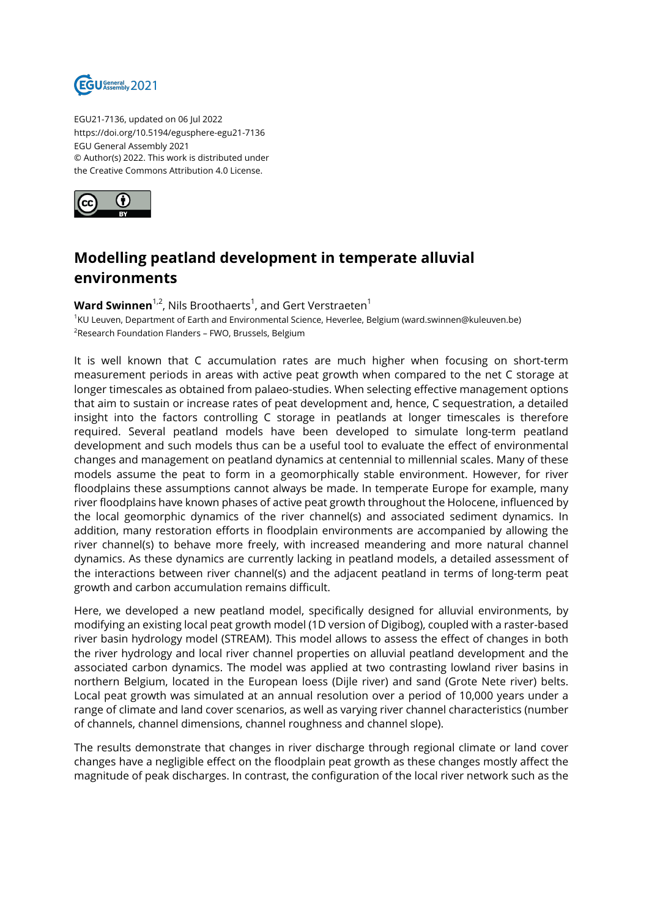EGU21-7136, updated on 06 Jul 2022
https://doi.org/10.5194/egusphere-egu21-7136
EGU General Assembly 2021
© Author(s) 2022. This work is distributed under
the Creative Commons Attribution 4.0 License.

# Modelling peatland development in temperate alluvial environments

**Ward Swinnen**[1,2], Nils Broothaerts[1], and Gert Verstraeten[1]

[1]KU Leuven, Department of Earth and Environmental Science, Heverlee, Belgium (ward.swinnen@kuleuven.be)
[2]Research Foundation Flanders – FWO, Brussels, Belgium

It is well known that C accumulation rates are much higher when focusing on short-term measurement periods in areas with active peat growth when compared to the net C storage at longer timescales as obtained from palaeo-studies. When selecting effective management options that aim to sustain or increase rates of peat development and, hence, C sequestration, a detailed insight into the factors controlling C storage in peatlands at longer timescales is therefore required. Several peatland models have been developed to simulate long-term peatland development and such models thus can be a useful tool to evaluate the effect of environmental changes and management on peatland dynamics at centennial to millennial scales. Many of these models assume the peat to form in a geomorphically stable environment. However, for river floodplains these assumptions cannot always be made. In temperate Europe for example, many river floodplains have known phases of active peat growth throughout the Holocene, influenced by the local geomorphic dynamics of the river channel(s) and associated sediment dynamics. In addition, many restoration efforts in floodplain environments are accompanied by allowing the river channel(s) to behave more freely, with increased meandering and more natural channel dynamics. As these dynamics are currently lacking in peatland models, a detailed assessment of the interactions between river channel(s) and the adjacent peatland in terms of long-term peat growth and carbon accumulation remains difficult.

Here, we developed a new peatland model, specifically designed for alluvial environments, by modifying an existing local peat growth model (1D version of Digibog), coupled with a raster-based river basin hydrology model (STREAM). This model allows to assess the effect of changes in both the river hydrology and local river channel properties on alluvial peatland development and the associated carbon dynamics. The model was applied at two contrasting lowland river basins in northern Belgium, located in the European loess (Dijle river) and sand (Grote Nete river) belts. Local peat growth was simulated at an annual resolution over a period of 10,000 years under a range of climate and land cover scenarios, as well as varying river channel characteristics (number of channels, channel dimensions, channel roughness and channel slope).

The results demonstrate that changes in river discharge through regional climate or land cover changes have a negligible effect on the floodplain peat growth as these changes mostly affect the magnitude of peak discharges. In contrast, the configuration of the local river network such as the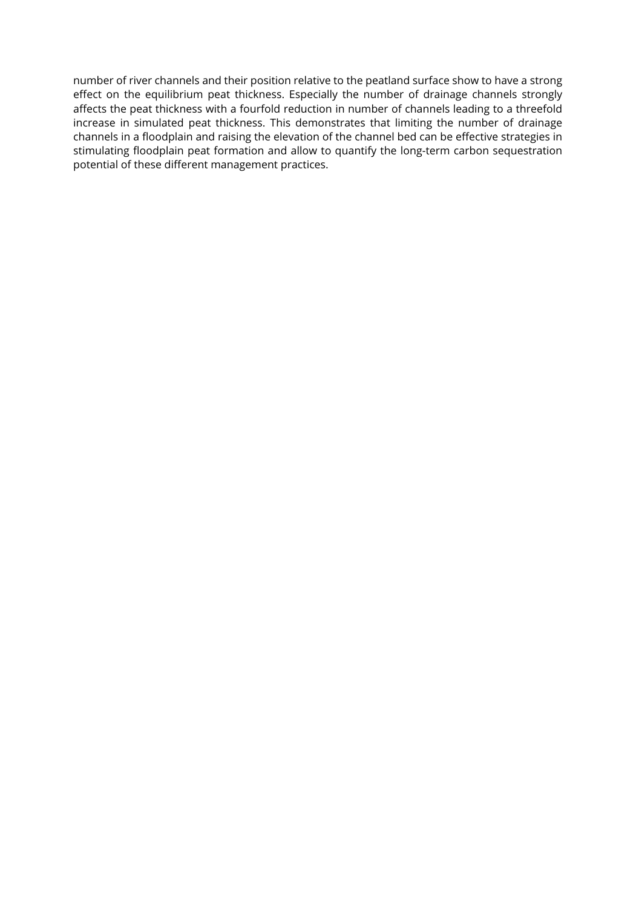number of river channels and their position relative to the peatland surface show to have a strong effect on the equilibrium peat thickness. Especially the number of drainage channels strongly affects the peat thickness with a fourfold reduction in number of channels leading to a threefold increase in simulated peat thickness. This demonstrates that limiting the number of drainage channels in a floodplain and raising the elevation of the channel bed can be effective strategies in stimulating floodplain peat formation and allow to quantify the long-term carbon sequestration potential of these different management practices.